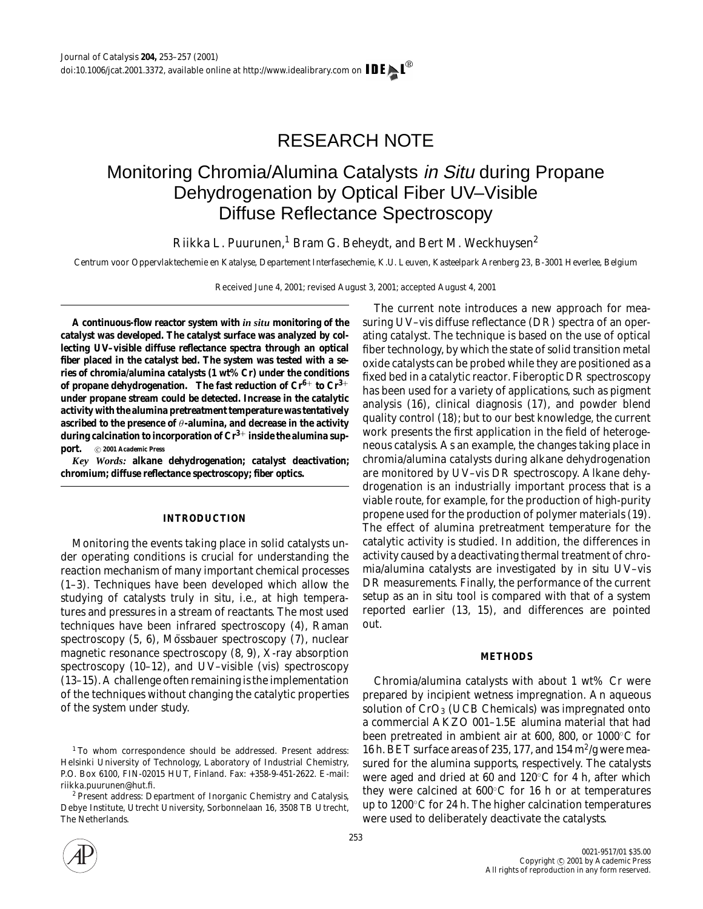# RESEARCH NOTE

# Monitoring Chromia/Alumina Catalysts *in Situ* during Propane Dehydrogenation by Optical Fiber UV–Visible Diffuse Reflectance Spectroscopy

Riikka L. Puurunen,[1] Bram G. Beheydt, and Bert M. Weckhuysen[2]

*Centrum voor Oppervlaktechemie en Katalyse, Departement Interfasechemie, K.U. Leuven, Kasteelpark Arenberg 23, B-3001 Heverlee, Belgium*

Received June 4, 2001; revised August 3, 2001; accepted August 4, 2001

**A continuous-flow reactor system with *in situ* monitoring of the catalyst was developed. The catalyst surface was analyzed by collecting UV–visible diffuse reflectance spectra through an optical fiber placed in the catalyst bed. The system was tested with a series of chromia/alumina catalysts (1 wt% Cr) under the conditions of propane dehydrogenation. The fast reduction of $Cr^{6+}$ to $Cr^{3+}$ under propane stream could be detected. Increase in the catalytic activity with the alumina pretreatment temperature was tentatively ascribed to the presence of $\theta$-alumina, and decrease in the activity during calcination to incorporation of $Cr^{3+}$ inside the alumina support.** © 2001 Academic Press

***Key Words:*** **alkane dehydrogenation; catalyst deactivation; chromium; diffuse reflectance spectroscopy; fiber optics.**

## INTRODUCTION

Monitoring the events taking place in solid catalysts under operating conditions is crucial for understanding the reaction mechanism of many important chemical processes (1–3). Techniques have been developed which allow the studying of catalysts truly in situ, i.e., at high temperatures and pressures in a stream of reactants. The most used techniques have been infrared spectroscopy (4), Raman spectroscopy (5, 6), Mössbauer spectroscopy (7), nuclear magnetic resonance spectroscopy (8, 9), X-ray absorption spectroscopy (10–12), and UV–visible (vis) spectroscopy (13–15). A challenge often remaining is the implementation of the techniques without changing the catalytic properties of the system under study.

The current note introduces a new approach for measuring UV–vis diffuse reflectance (DR) spectra of an operating catalyst. The technique is based on the use of optical fiber technology, by which the state of solid transition metal oxide catalysts can be probed while they are positioned as a fixed bed in a catalytic reactor. Fiberoptic DR spectroscopy has been used for a variety of applications, such as pigment analysis (16), clinical diagnosis (17), and powder blend quality control (18); but to our best knowledge, the current work presents the first application in the field of heterogeneous catalysis. As an example, the changes taking place in chromia/alumina catalysts during alkane dehydrogenation are monitored by UV–vis DR spectroscopy. Alkane dehydrogenation is an industrially important process that is a viable route, for example, for the production of high-purity propene used for the production of polymer materials (19). The effect of alumina pretreatment temperature for the catalytic activity is studied. In addition, the differences in activity caused by a deactivating thermal treatment of chromia/alumina catalysts are investigated by in situ UV–vis DR measurements. Finally, the performance of the current setup as an in situ tool is compared with that of a system reported earlier (13, 15), and differences are pointed out.

## METHODS

Chromia/alumina catalysts with about 1 wt% Cr were prepared by incipient wetness impregnation. An aqueous solution of $CrO_3$ (UCB Chemicals) was impregnated onto a commercial AKZO 001–1.5E alumina material that had been pretreated in ambient air at 600, 800, or 1000°C for 16 h. BET surface areas of 235, 177, and 154 $m^2/g$ were measured for the alumina supports, respectively. The catalysts were aged and dried at 60 and 120°C for 4 h, after which they were calcined at 600°C for 16 h or at temperatures up to 1200°C for 24 h. The higher calcination temperatures were used to deliberately deactivate the catalysts.

[1] To whom correspondence should be addressed. Present address: Helsinki University of Technology, Laboratory of Industrial Chemistry, P.O. Box 6100, FIN-02015 HUT, Finland. Fax: +358-9-451-2622. E-mail: riikka.puurunen@hut.fi.

[2] Present address: Department of Inorganic Chemistry and Catalysis, Debye Institute, Utrecht University, Sorbonnelaan 16, 3508 TB Utrecht, The Netherlands.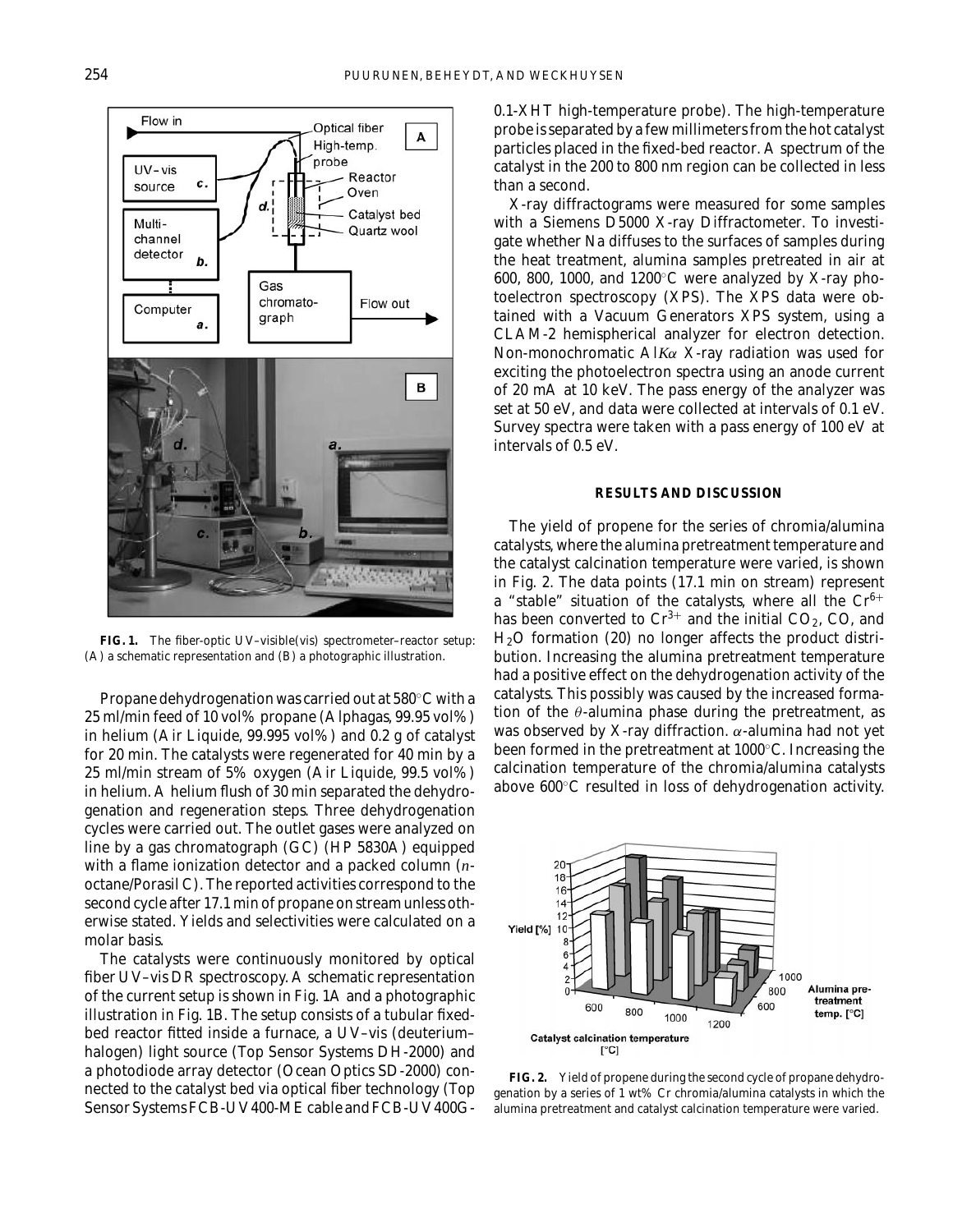**FIG. 1.** The fiber-optic UV–visible(vis) spectrometer–reactor setup: (A) a schematic representation and (B) a photographic illustration.

Propane dehydrogenation was carried out at 580°C with a 25 ml/min feed of 10 vol% propane (Alphagas, 99.95 vol%) in helium (Air Liquide, 99.995 vol%) and 0.2 g of catalyst for 20 min. The catalysts were regenerated for 40 min by a 25 ml/min stream of 5% oxygen (Air Liquide, 99.5 vol%) in helium. A helium flush of 30 min separated the dehydrogenation and regeneration steps. Three dehydrogenation cycles were carried out. The outlet gases were analyzed on line by a gas chromatograph (GC) (HP 5830A) equipped with a flame ionization detector and a packed column (*n*-octane/Porasil C). The reported activities correspond to the second cycle after 17.1 min of propane on stream unless otherwise stated. Yields and selectivities were calculated on a molar basis.

The catalysts were continuously monitored by optical fiber UV–vis DR spectroscopy. A schematic representation of the current setup is shown in Fig. 1A and a photographic illustration in Fig. 1B. The setup consists of a tubular fixed-bed reactor fitted inside a furnace, a UV–vis (deuterium–halogen) light source (Top Sensor Systems DH-2000) and a photodiode array detector (Ocean Optics SD-2000) connected to the catalyst bed via optical fiber technology (Top Sensor Systems FCB-UV400-ME cable and FCB-UV400G-0.1-XHT high-temperature probe). The high-temperature probe is separated by a few millimeters from the hot catalyst particles placed in the fixed-bed reactor. A spectrum of the catalyst in the 200 to 800 nm region can be collected in less than a second.

X-ray diffractograms were measured for some samples with a Siemens D5000 X-ray Diffractometer. To investigate whether Na diffuses to the surfaces of samples during the heat treatment, alumina samples pretreated in air at 600, 800, 1000, and 1200°C were analyzed by X-ray photoelectron spectroscopy (XPS). The XPS data were obtained with a Vacuum Generators XPS system, using a CLAM-2 hemispherical analyzer for electron detection. Non-monochromatic Al*Kα* X-ray radiation was used for exciting the photoelectron spectra using an anode current of 20 mA at 10 keV. The pass energy of the analyzer was set at 50 eV, and data were collected at intervals of 0.1 eV. Survey spectra were taken with a pass energy of 100 eV at intervals of 0.5 eV.

## RESULTS AND DISCUSSION

The yield of propene for the series of chromia/alumina catalysts, where the alumina pretreatment temperature and the catalyst calcination temperature were varied, is shown in Fig. 2. The data points (17.1 min on stream) represent a "stable" situation of the catalysts, where all the $Cr^{6+}$ has been converted to $Cr^{3+}$ and the initial $CO_2$, CO, and $H_2O$ formation (20) no longer affects the product distribution. Increasing the alumina pretreatment temperature had a positive effect on the dehydrogenation activity of the catalysts. This possibly was caused by the increased formation of the $\theta$-alumina phase during the pretreatment, as was observed by X-ray diffraction. $\alpha$-alumina had not yet been formed in the pretreatment at 1000°C. Increasing the calcination temperature of the chromia/alumina catalysts above 600°C resulted in loss of dehydrogenation activity.

**FIG. 2.** Yield of propene during the second cycle of propane dehydrogenation by a series of 1 wt% Cr chromia/alumina catalysts in which the alumina pretreatment and catalyst calcination temperature were varied.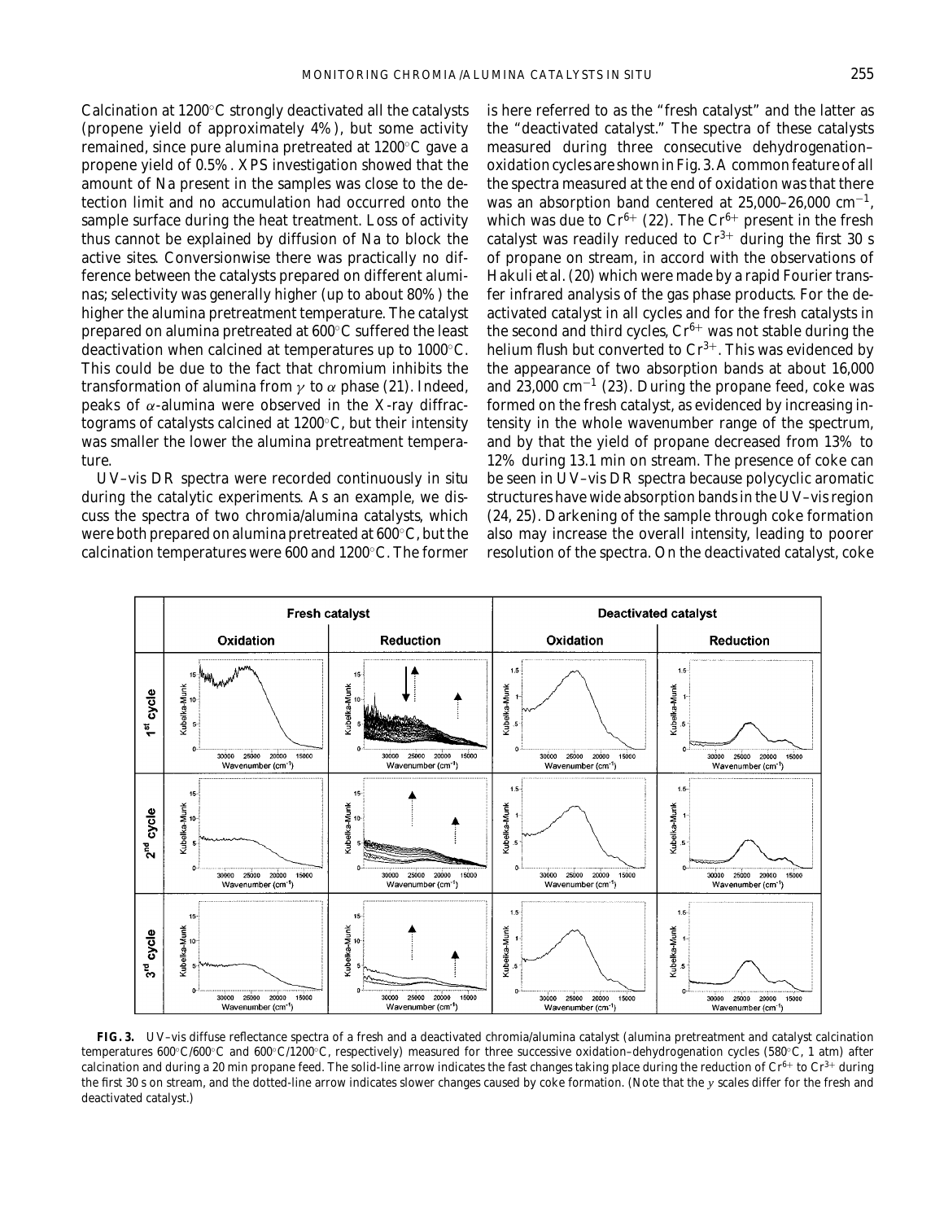Calcination at 1200°C strongly deactivated all the catalysts (propene yield of approximately 4%), but some activity remained, since pure alumina pretreated at 1200°C gave a propene yield of 0.5%. XPS investigation showed that the amount of Na present in the samples was close to the detection limit and no accumulation had occurred onto the sample surface during the heat treatment. Loss of activity thus cannot be explained by diffusion of Na to block the active sites. Conversionwise there was practically no difference between the catalysts prepared on different aluminas; selectivity was generally higher (up to about 80%) the higher the alumina pretreatment temperature. The catalyst prepared on alumina pretreated at 600°C suffered the least deactivation when calcined at temperatures up to 1000°C. This could be due to the fact that chromium inhibits the transformation of alumina from $\gamma$ to $\alpha$ phase (21). Indeed, peaks of $\alpha$-alumina were observed in the X-ray diffractograms of catalysts calcined at 1200°C, but their intensity was smaller the lower the alumina pretreatment temperature.

UV–vis DR spectra were recorded continuously in situ during the catalytic experiments. As an example, we discuss the spectra of two chromia/alumina catalysts, which were both prepared on alumina pretreated at 600°C, but the calcination temperatures were 600 and 1200°C. The former is here referred to as the "fresh catalyst" and the latter as the "deactivated catalyst." The spectra of these catalysts measured during three consecutive dehydrogenation–oxidation cycles are shown in Fig. 3. A common feature of all the spectra measured at the end of oxidation was that there was an absorption band centered at 25,000–26,000 $cm^{-1}$, which was due to $Cr^{6+}$ (22). The $Cr^{6+}$ present in the fresh catalyst was readily reduced to $Cr^{3+}$ during the first 30 s of propane on stream, in accord with the observations of Hakuli *et al.* (20) which were made by a rapid Fourier transfer infrared analysis of the gas phase products. For the deactivated catalyst in all cycles and for the fresh catalysts in the second and third cycles, $Cr^{6+}$ was not stable during the helium flush but converted to $Cr^{3+}$. This was evidenced by the appearance of two absorption bands at about 16,000 and 23,000 $cm^{-1}$ (23). During the propane feed, coke was formed on the fresh catalyst, as evidenced by increasing intensity in the whole wavenumber range of the spectrum, and by that the yield of propane decreased from 13% to 12% during 13.1 min on stream. The presence of coke can be seen in UV–vis DR spectra because polycyclic aromatic structures have wide absorption bands in the UV–vis region (24, 25). Darkening of the sample through coke formation also may increase the overall intensity, leading to poorer resolution of the spectra. On the deactivated catalyst, coke

**FIG. 3.** UV–vis diffuse reflectance spectra of a fresh and a deactivated chromia/alumina catalyst (alumina pretreatment and catalyst calcination temperatures 600°C/600°C and 600°C/1200°C, respectively) measured for three successive oxidation–dehydrogenation cycles (580°C, 1 atm) after calcination and during a 20 min propane feed. The solid-line arrow indicates the fast changes taking place during the reduction of $Cr^{6+}$ to $Cr^{3+}$ during the first 30 s on stream, and the dotted-line arrow indicates slower changes caused by coke formation. (Note that the $y$ scales differ for the fresh and deactivated catalyst.)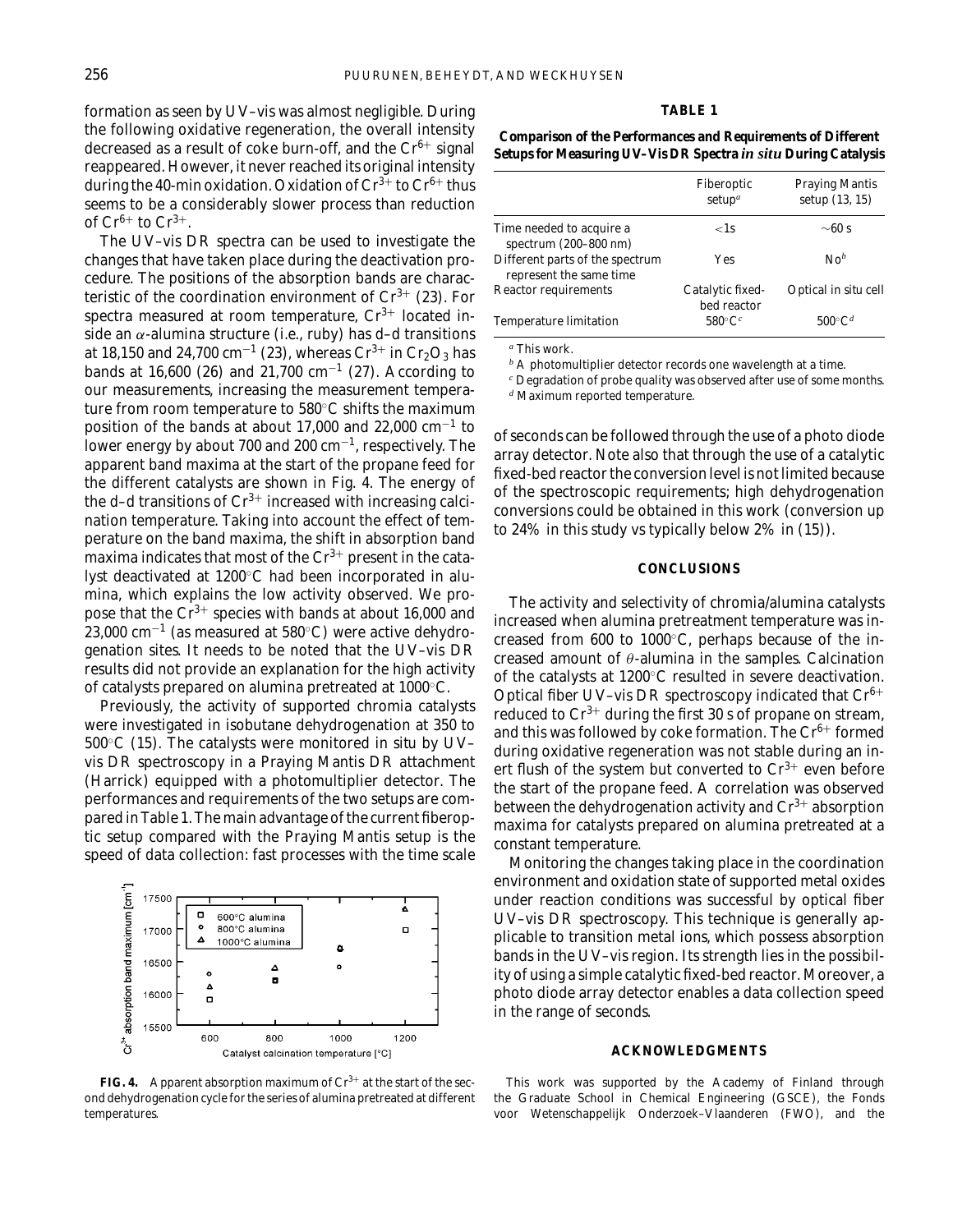formation as seen by UV–vis was almost negligible. During the following oxidative regeneration, the overall intensity decreased as a result of coke burn-off, and the $Cr^{6+}$ signal reappeared. However, it never reached its original intensity during the 40-min oxidation. Oxidation of $Cr^{3+}$ to $Cr^{6+}$ thus seems to be a considerably slower process than reduction of $Cr^{6+}$ to $Cr^{3+}$.

The UV–vis DR spectra can be used to investigate the changes that have taken place during the deactivation procedure. The positions of the absorption bands are characteristic of the coordination environment of $Cr^{3+}$ (23). For spectra measured at room temperature, $Cr^{3+}$ located inside an $\alpha$-alumina structure (i.e., ruby) has d–d transitions at 18,150 and 24,700 $cm^{-1}$ (23), whereas $Cr^{3+}$ in $Cr_2O_3$ has bands at 16,600 (26) and 21,700 $cm^{-1}$ (27). According to our measurements, increasing the measurement temperature from room temperature to 580°C shifts the maximum position of the bands at about 17,000 and 22,000 $cm^{-1}$ to lower energy by about 700 and 200 $cm^{-1}$, respectively. The apparent band maxima at the start of the propane feed for the different catalysts are shown in Fig. 4. The energy of the d–d transitions of $Cr^{3+}$ increased with increasing calcination temperature. Taking into account the effect of temperature on the band maxima, the shift in absorption band maxima indicates that most of the $Cr^{3+}$ present in the catalyst deactivated at 1200°C had been incorporated in alumina, which explains the low activity observed. We propose that the $Cr^{3+}$ species with bands at about 16,000 and 23,000 $cm^{-1}$ (as measured at 580°C) were active dehydrogenation sites. It needs to be noted that the UV–vis DR results did not provide an explanation for the high activity of catalysts prepared on alumina pretreated at 1000°C.

Previously, the activity of supported chromia catalysts were investigated in isobutane dehydrogenation at 350 to 500°C (15). The catalysts were monitored in situ by UV–vis DR spectroscopy in a Praying Mantis DR attachment (Harrick) equipped with a photomultiplier detector. The performances and requirements of the two setups are compared in Table 1. The main advantage of the current fiberoptic setup compared with the Praying Mantis setup is the speed of data collection: fast processes with the time scale of seconds can be followed through the use of a photo diode array detector. Note also that through the use of a catalytic fixed-bed reactor the conversion level is not limited because of the spectroscopic requirements; high dehydrogenation conversions could be obtained in this work (conversion up to 24% in this study vs typically below 2% in (15)).

**TABLE 1**

**Comparison of the Performances and Requirements of Different Setups for Measuring UV–Vis DR Spectra *in situ* During Catalysis**

| | Fiberoptic setup[a] | Praying Mantis setup (13, 15) |
|---|---|---|
| Time needed to acquire a spectrum (200–800 nm) | <1s | ~60 s |
| Different parts of the spectrum represent the same time | Yes | No[b] |
| Reactor requirements | Catalytic fixed-bed reactor | Optical in situ cell |
| Temperature limitation | 580°C[c] | 500°C[d] |

[a] This work.
[b] A photomultiplier detector records one wavelength at a time.
[c] Degradation of probe quality was observed after use of some months.
[d] Maximum reported temperature.

**FIG. 4.** Apparent absorption maximum of $Cr^{3+}$ at the start of the second dehydrogenation cycle for the series of alumina pretreated at different temperatures.

## CONCLUSIONS

The activity and selectivity of chromia/alumina catalysts increased when alumina pretreatment temperature was increased from 600 to 1000°C, perhaps because of the increased amount of $\theta$-alumina in the samples. Calcination of the catalysts at 1200°C resulted in severe deactivation. Optical fiber UV–vis DR spectroscopy indicated that $Cr^{6+}$ reduced to $Cr^{3+}$ during the first 30 s of propane on stream, and this was followed by coke formation. The $Cr^{6+}$ formed during oxidative regeneration was not stable during an inert flush of the system but converted to $Cr^{3+}$ even before the start of the propane feed. A correlation was observed between the dehydrogenation activity and $Cr^{3+}$ absorption maxima for catalysts prepared on alumina pretreated at a constant temperature.

Monitoring the changes taking place in the coordination environment and oxidation state of supported metal oxides under reaction conditions was successful by optical fiber UV–vis DR spectroscopy. This technique is generally applicable to transition metal ions, which possess absorption bands in the UV–vis region. Its strength lies in the possibility of using a simple catalytic fixed-bed reactor. Moreover, a photo diode array detector enables a data collection speed in the range of seconds.

## ACKNOWLEDGMENTS

This work was supported by the Academy of Finland through the Graduate School in Chemical Engineering (GSCE), the Fonds voor Wetenschappelijk Onderzoek–Vlaanderen (FWO), and the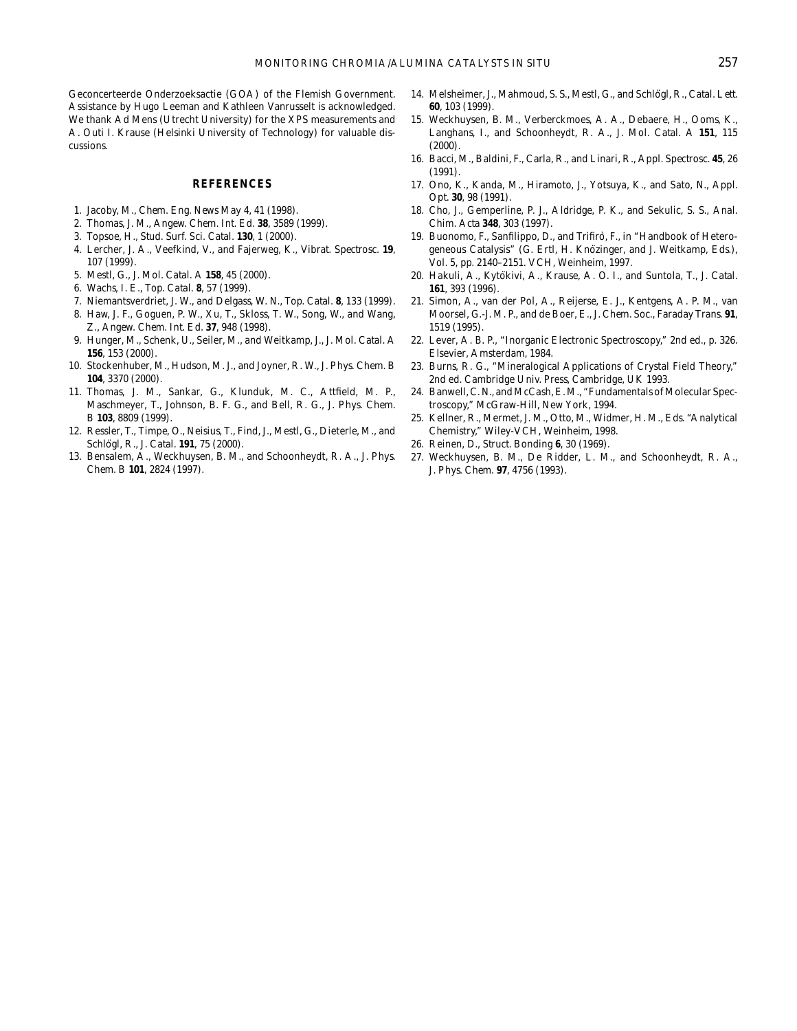Geconcerteerde Onderzoeksactie (GOA) of the Flemish Government. Assistance by Hugo Leeman and Kathleen Vanrusselt is acknowledged. We thank Ad Mens (Utrecht University) for the XPS measurements and A. Outi I. Krause (Helsinki University of Technology) for valuable discussions.

## REFERENCES

1. Jacoby, M., *Chem. Eng. News* May 4, 41 (1998).
2. Thomas, J. M., *Angew. Chem. Int. Ed.* **38**, 3589 (1999).
3. Topsoe, H., *Stud. Surf. Sci. Catal.* **130**, 1 (2000).
4. Lercher, J. A., Veefkind, V., and Fajerweg, K., *Vibrat. Spectrosc.* **19**, 107 (1999).
5. Mestl, G., *J. Mol. Catal. A* **158**, 45 (2000).
6. Wachs, I. E., *Top. Catal.* **8**, 57 (1999).
7. Niemantsverdriet, J. W., and Delgass, W. N., *Top. Catal.* **8**, 133 (1999).
8. Haw, J. F., Goguen, P. W., Xu, T., Skloss, T. W., Song, W., and Wang, Z., *Angew. Chem. Int. Ed.* **37**, 948 (1998).
9. Hunger, M., Schenk, U., Seiler, M., and Weitkamp, J., *J. Mol. Catal. A* **156**, 153 (2000).
10. Stockenhuber, M., Hudson, M. J., and Joyner, R. W., *J. Phys. Chem. B* **104**, 3370 (2000).
11. Thomas, J. M., Sankar, G., Klunduk, M. C., Attfield, M. P., Maschmeyer, T., Johnson, B. F. G., and Bell, R. G., *J. Phys. Chem. B* **103**, 8809 (1999).
12. Ressler, T., Timpe, O., Neisius, T., Find, J., Mestl, G., Dieterle, M., and Schlögl, R., *J. Catal.* **191**, 75 (2000).
13. Bensalem, A., Weckhuysen, B. M., and Schoonheydt, R. A., *J. Phys. Chem. B* **101**, 2824 (1997).
14. Melsheimer, J., Mahmoud, S. S., Mestl, G., and Schlögl, R., *Catal. Lett.* **60**, 103 (1999).
15. Weckhuysen, B. M., Verberckmoes, A. A., Debaere, H., Ooms, K., Langhans, I., and Schoonheydt, R. A., *J. Mol. Catal. A* **151**, 115 (2000).
16. Bacci, M., Baldini, F., Carla, R., and Linari, R., *Appl. Spectrosc.* **45**, 26 (1991).
17. Ono, K., Kanda, M., Hiramoto, J., Yotsuya, K., and Sato, N., *Appl. Opt.* **30**, 98 (1991).
18. Cho, J., Gemperline, P. J., Aldridge, P. K., and Sekulic, S. S., *Anal. Chim. Acta* **348**, 303 (1997).
19. Buonomo, F., Sanfilippo, D., and Trifirò, F., *in* "Handbook of Heterogeneous Catalysis" (G. Ertl, H. Knözinger, and J. Weitkamp, Eds.), Vol. 5, pp. 2140–2151. VCH, Weinheim, 1997.
20. Hakuli, A., Kytökivi, A., Krause, A. O. I., and Suntola, T., *J. Catal.* **161**, 393 (1996).
21. Simon, A., van der Pol, A., Reijerse, E. J., Kentgens, A. P. M., van Moorsel, G.-J. M. P., and de Boer, E., *J. Chem. Soc., Faraday Trans.* **91**, 1519 (1995).
22. Lever, A. B. P., "Inorganic Electronic Spectroscopy," 2nd ed., p. 326. Elsevier, Amsterdam, 1984.
23. Burns, R. G., "Mineralogical Applications of Crystal Field Theory," 2nd ed. Cambridge Univ. Press, Cambridge, UK 1993.
24. Banwell, C. N., and McCash, E. M., "Fundamentals of Molecular Spectroscopy," McGraw-Hill, New York, 1994.
25. Kellner, R., Mermet, J. M., Otto, M., Widmer, H. M., Eds. "Analytical Chemistry," Wiley-VCH, Weinheim, 1998.
26. Reinen, D., *Struct. Bonding* **6**, 30 (1969).
27. Weckhuysen, B. M., De Ridder, L. M., and Schoonheydt, R. A., *J. Phys. Chem.* **97**, 4756 (1993).